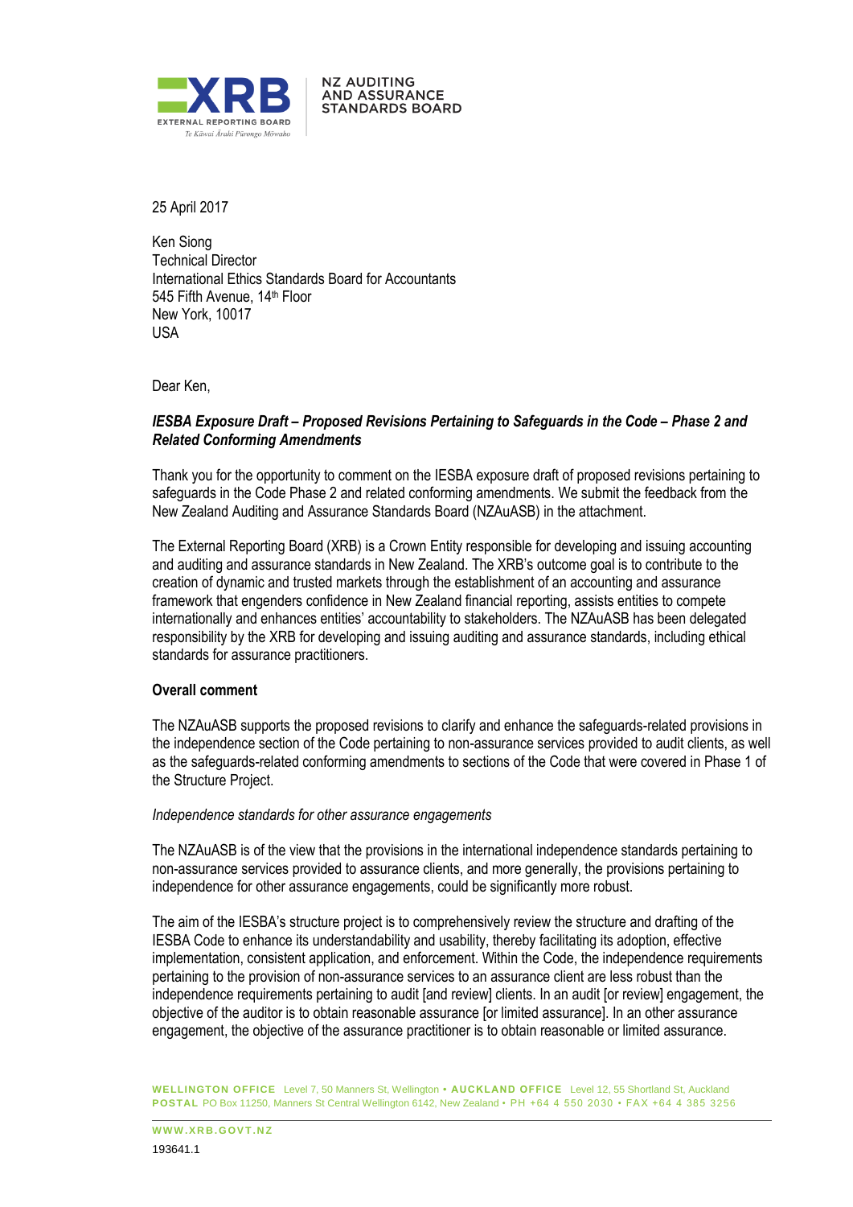25 April 2017

Ken Siong
Technical Director
International Ethics Standards Board for Accountants
545 Fifth Avenue, 14th Floor
New York, 10017
USA

Dear Ken,

***IESBA Exposure Draft – Proposed Revisions Pertaining to Safeguards in the Code – Phase 2 and Related Conforming Amendments***

Thank you for the opportunity to comment on the IESBA exposure draft of proposed revisions pertaining to safeguards in the Code Phase 2 and related conforming amendments. We submit the feedback from the New Zealand Auditing and Assurance Standards Board (NZAuASB) in the attachment.

The External Reporting Board (XRB) is a Crown Entity responsible for developing and issuing accounting and auditing and assurance standards in New Zealand. The XRB's outcome goal is to contribute to the creation of dynamic and trusted markets through the establishment of an accounting and assurance framework that engenders confidence in New Zealand financial reporting, assists entities to compete internationally and enhances entities' accountability to stakeholders. The NZAuASB has been delegated responsibility by the XRB for developing and issuing auditing and assurance standards, including ethical standards for assurance practitioners.

**Overall comment**

The NZAuASB supports the proposed revisions to clarify and enhance the safeguards-related provisions in the independence section of the Code pertaining to non-assurance services provided to audit clients, as well as the safeguards-related conforming amendments to sections of the Code that were covered in Phase 1 of the Structure Project.

*Independence standards for other assurance engagements*

The NZAuASB is of the view that the provisions in the international independence standards pertaining to non-assurance services provided to assurance clients, and more generally, the provisions pertaining to independence for other assurance engagements, could be significantly more robust.

The aim of the IESBA's structure project is to comprehensively review the structure and drafting of the IESBA Code to enhance its understandability and usability, thereby facilitating its adoption, effective implementation, consistent application, and enforcement. Within the Code, the independence requirements pertaining to the provision of non-assurance services to an assurance client are less robust than the independence requirements pertaining to audit [and review] clients. In an audit [or review] engagement, the objective of the auditor is to obtain reasonable assurance [or limited assurance]. In an other assurance engagement, the objective of the assurance practitioner is to obtain reasonable or limited assurance.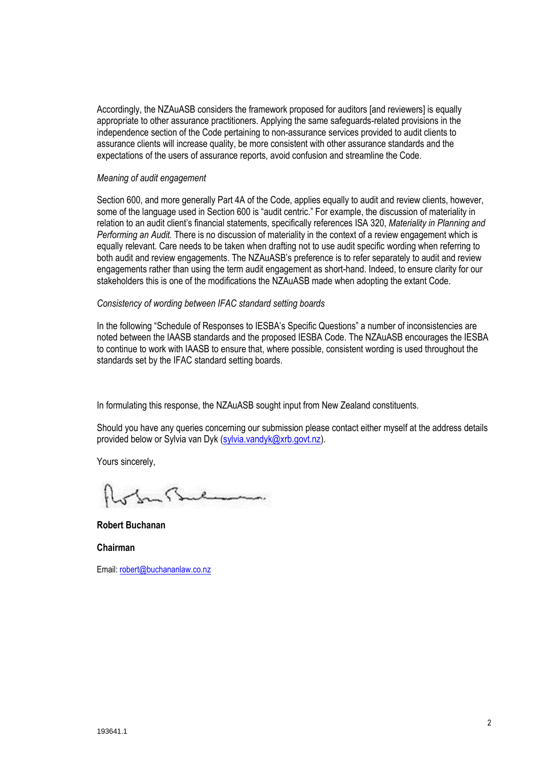Accordingly, the NZAuASB considers the framework proposed for auditors [and reviewers] is equally appropriate to other assurance practitioners. Applying the same safeguards-related provisions in the independence section of the Code pertaining to non-assurance services provided to audit clients to assurance clients will increase quality, be more consistent with other assurance standards and the expectations of the users of assurance reports, avoid confusion and streamline the Code.

*Meaning of audit engagement*

Section 600, and more generally Part 4A of the Code, applies equally to audit and review clients, however, some of the language used in Section 600 is "audit centric." For example, the discussion of materiality in relation to an audit client's financial statements, specifically references ISA 320, *Materiality in Planning and Performing an Audit.* There is no discussion of materiality in the context of a review engagement which is equally relevant. Care needs to be taken when drafting not to use audit specific wording when referring to both audit and review engagements. The NZAuASB's preference is to refer separately to audit and review engagements rather than using the term audit engagement as short-hand. Indeed, to ensure clarity for our stakeholders this is one of the modifications the NZAuASB made when adopting the extant Code.

*Consistency of wording between IFAC standard setting boards*

In the following "Schedule of Responses to IESBA's Specific Questions" a number of inconsistencies are noted between the IAASB standards and the proposed IESBA Code. The NZAuASB encourages the IESBA to continue to work with IAASB to ensure that, where possible, consistent wording is used throughout the standards set by the IFAC standard setting boards.

In formulating this response, the NZAuASB sought input from New Zealand constituents.

Should you have any queries concerning our submission please contact either myself at the address details provided below or Sylvia van Dyk (sylvia.vandyk@xrb.govt.nz).

Yours sincerely,

**Robert Buchanan**

**Chairman**

Email: robert@buchananlaw.co.nz

193641.1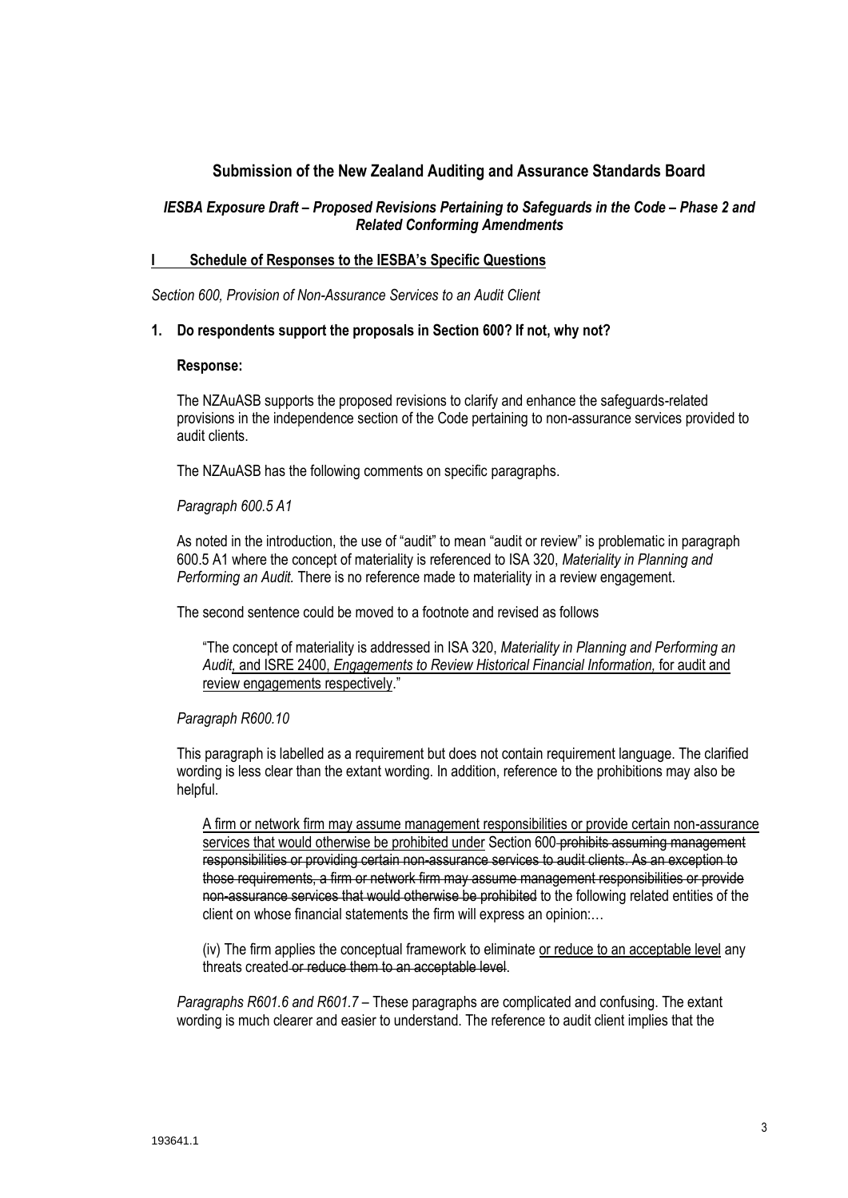## Submission of the New Zealand Auditing and Assurance Standards Board

### *IESBA Exposure Draft – Proposed Revisions Pertaining to Safeguards in the Code – Phase 2 and Related Conforming Amendments*

### I Schedule of Responses to the IESBA's Specific Questions

*Section 600, Provision of Non-Assurance Services to an Audit Client*

**1. Do respondents support the proposals in Section 600? If not, why not?**

**Response:**

The NZAuASB supports the proposed revisions to clarify and enhance the safeguards-related provisions in the independence section of the Code pertaining to non-assurance services provided to audit clients.

The NZAuASB has the following comments on specific paragraphs.

*Paragraph 600.5 A1*

As noted in the introduction, the use of "audit" to mean "audit or review" is problematic in paragraph 600.5 A1 where the concept of materiality is referenced to ISA 320, *Materiality in Planning and Performing an Audit.* There is no reference made to materiality in a review engagement.

The second sentence could be moved to a footnote and revised as follows

> "The concept of materiality is addressed in ISA 320, *Materiality in Planning and Performing an Audit,* <u>and ISRE 2400, *Engagements to Review Historical Financial Information,* for audit and review engagements respectively</u>."

*Paragraph R600.10*

This paragraph is labelled as a requirement but does not contain requirement language. The clarified wording is less clear than the extant wording. In addition, reference to the prohibitions may also be helpful.

> <u>A firm or network firm may assume management responsibilities or provide certain non-assurance services that would otherwise be prohibited under</u> Section 600 ~~prohibits assuming management responsibilities or providing certain non-assurance services to audit clients. As an exception to those requirements, a firm or network firm may assume management responsibilities or provide non-assurance services that would otherwise be prohibited~~ to the following related entities of the client on whose financial statements the firm will express an opinion:…
>
> (iv) The firm applies the conceptual framework to eliminate <u>or reduce to an acceptable level</u> any threats created ~~or reduce them to an acceptable level~~.

*Paragraphs R601.6 and R601.7* – These paragraphs are complicated and confusing. The extant wording is much clearer and easier to understand. The reference to audit client implies that the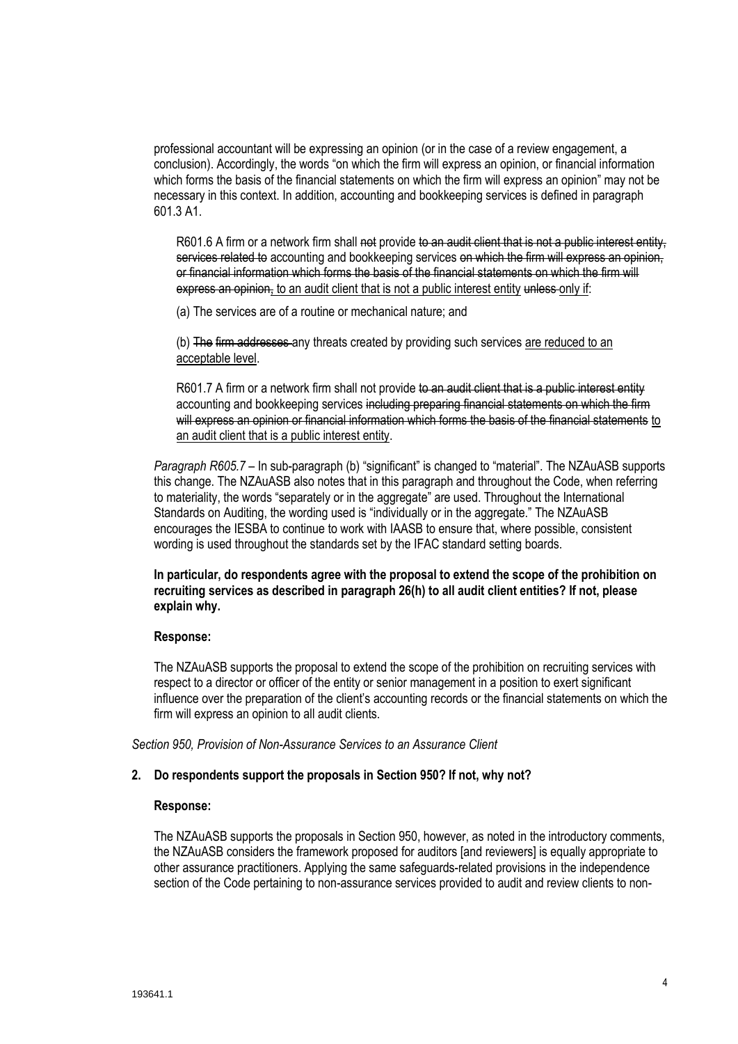professional accountant will be expressing an opinion (or in the case of a review engagement, a conclusion). Accordingly, the words "on which the firm will express an opinion, or financial information which forms the basis of the financial statements on which the firm will express an opinion" may not be necessary in this context. In addition, accounting and bookkeeping services is defined in paragraph 601.3 A1.

> R601.6 A firm or a network firm shall ~~not~~ provide ~~to an audit client that is not a public interest entity, services related to~~ accounting and bookkeeping services ~~on which the firm will express an opinion, or financial information which forms the basis of the financial statements on which the firm will express an opinion,~~ <u>to an audit client that is not a public interest entity</u> ~~unless~~ <u>only if</u>:
>
> (a) The services are of a routine or mechanical nature; and
>
> (b) ~~The firm addresses~~ any threats created by providing such services <u>are reduced to an acceptable level</u>.
>
> R601.7 A firm or a network firm shall not provide ~~to an audit client that is a public interest entity~~ accounting and bookkeeping services ~~including preparing financial statements on which the firm will express an opinion or financial information which forms the basis of the financial statements~~ <u>to an audit client that is a public interest entity</u>.

*Paragraph R605.7* – In sub-paragraph (b) "significant" is changed to "material". The NZAuASB supports this change. The NZAuASB also notes that in this paragraph and throughout the Code, when referring to materiality, the words "separately or in the aggregate" are used. Throughout the International Standards on Auditing, the wording used is "individually or in the aggregate." The NZAuASB encourages the IESBA to continue to work with IAASB to ensure that, where possible, consistent wording is used throughout the standards set by the IFAC standard setting boards.

**In particular, do respondents agree with the proposal to extend the scope of the prohibition on recruiting services as described in paragraph 26(h) to all audit client entities? If not, please explain why.**

**Response:**

The NZAuASB supports the proposal to extend the scope of the prohibition on recruiting services with respect to a director or officer of the entity or senior management in a position to exert significant influence over the preparation of the client's accounting records or the financial statements on which the firm will express an opinion to all audit clients.

*Section 950, Provision of Non-Assurance Services to an Assurance Client*

**2. Do respondents support the proposals in Section 950? If not, why not?**

**Response:**

The NZAuASB supports the proposals in Section 950, however, as noted in the introductory comments, the NZAuASB considers the framework proposed for auditors [and reviewers] is equally appropriate to other assurance practitioners. Applying the same safeguards-related provisions in the independence section of the Code pertaining to non-assurance services provided to audit and review clients to non-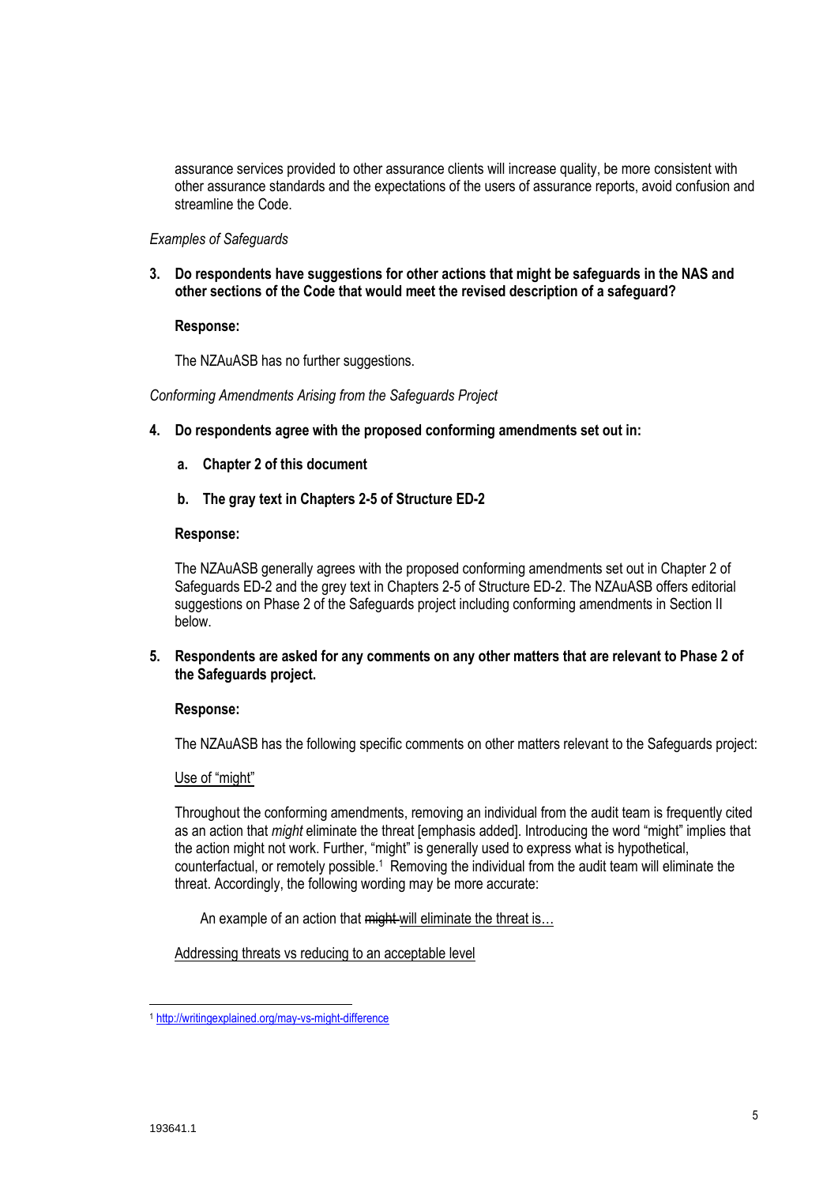assurance services provided to other assurance clients will increase quality, be more consistent with other assurance standards and the expectations of the users of assurance reports, avoid confusion and streamline the Code.

*Examples of Safeguards*

3. **Do respondents have suggestions for other actions that might be safeguards in the NAS and other sections of the Code that would meet the revised description of a safeguard?**

   **Response:**

   The NZAuASB has no further suggestions.

*Conforming Amendments Arising from the Safeguards Project*

4. **Do respondents agree with the proposed conforming amendments set out in:**

   a. **Chapter 2 of this document**

   b. **The gray text in Chapters 2-5 of Structure ED-2**

   **Response:**

   The NZAuASB generally agrees with the proposed conforming amendments set out in Chapter 2 of Safeguards ED-2 and the grey text in Chapters 2-5 of Structure ED-2. The NZAuASB offers editorial suggestions on Phase 2 of the Safeguards project including conforming amendments in Section II below.

5. **Respondents are asked for any comments on any other matters that are relevant to Phase 2 of the Safeguards project.**

   **Response:**

   The NZAuASB has the following specific comments on other matters relevant to the Safeguards project:

   <u>Use of "might"</u>

   Throughout the conforming amendments, removing an individual from the audit team is frequently cited as an action that *might* eliminate the threat [emphasis added]. Introducing the word "might" implies that the action might not work. Further, "might" is generally used to express what is hypothetical, counterfactual, or remotely possible.[1] Removing the individual from the audit team will eliminate the threat. Accordingly, the following wording may be more accurate:

   > An example of an action that ~~might~~ <u>will eliminate the threat is…</u>

   <u>Addressing threats vs reducing to an acceptable level</u>

---

[1] http://writingexplained.org/may-vs-might-difference

193641.1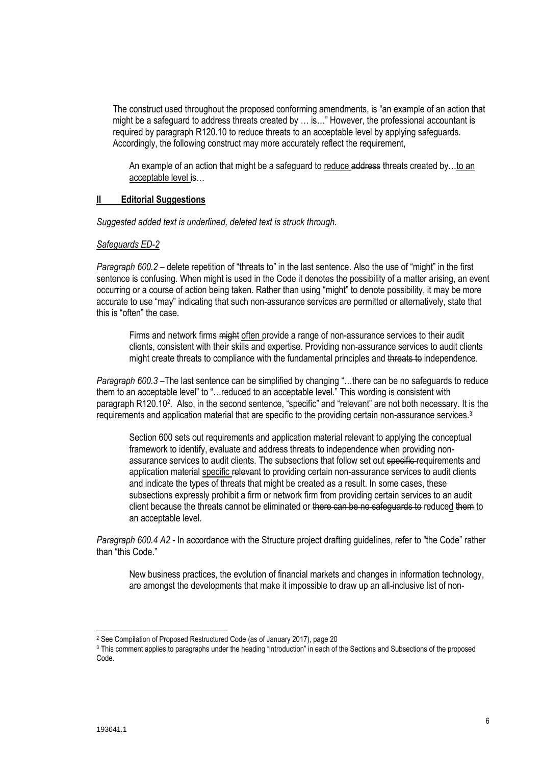The construct used throughout the proposed conforming amendments, is "an example of an action that might be a safeguard to address threats created by … is…" However, the professional accountant is required by paragraph R120.10 to reduce threats to an acceptable level by applying safeguards. Accordingly, the following construct may more accurately reflect the requirement,

> An example of an action that might be a safeguard to <u>reduce</u> ~~address~~ threats created by…<u>to an acceptable level</u> is…

## <u>II Editorial Suggestions</u>

*Suggested added text is underlined, deleted text is struck through.*

*<u>Safeguards ED-2</u>*

*Paragraph 600.2* – delete repetition of "threats to" in the last sentence. Also the use of "might" in the first sentence is confusing. When might is used in the Code it denotes the possibility of a matter arising, an event occurring or a course of action being taken. Rather than using "might" to denote possibility, it may be more accurate to use "may" indicating that such non-assurance services are permitted or alternatively, state that this is "often" the case.

> Firms and network firms ~~might~~ <u>often</u> provide a range of non-assurance services to their audit clients, consistent with their skills and expertise. Providing non-assurance services to audit clients might create threats to compliance with the fundamental principles and ~~threats to~~ independence.

*Paragraph 600.3* –The last sentence can be simplified by changing "…there can be no safeguards to reduce them to an acceptable level" to "…reduced to an acceptable level." This wording is consistent with paragraph R120.10[2]. Also, in the second sentence, "specific" and "relevant" are not both necessary. It is the requirements and application material that are specific to the providing certain non-assurance services.[3]

> Section 600 sets out requirements and application material relevant to applying the conceptual framework to identify, evaluate and address threats to independence when providing non-assurance services to audit clients. The subsections that follow set out ~~specific~~ requirements and application material <u>specific</u> ~~relevant~~ to providing certain non-assurance services to audit clients and indicate the types of threats that might be created as a result. In some cases, these subsections expressly prohibit a firm or network firm from providing certain services to an audit client because the threats cannot be eliminated or ~~there can be no safeguards to~~ reduce<u>d</u> ~~them~~ to an acceptable level.

*Paragraph 600.4 A2* - In accordance with the Structure project drafting guidelines, refer to "the Code" rather than "this Code."

> New business practices, the evolution of financial markets and changes in information technology, are amongst the developments that make it impossible to draw up an all-inclusive list of non-

---

[2] See Compilation of Proposed Restructured Code (as of January 2017), page 20

[3] This comment applies to paragraphs under the heading "introduction" in each of the Sections and Subsections of the proposed Code.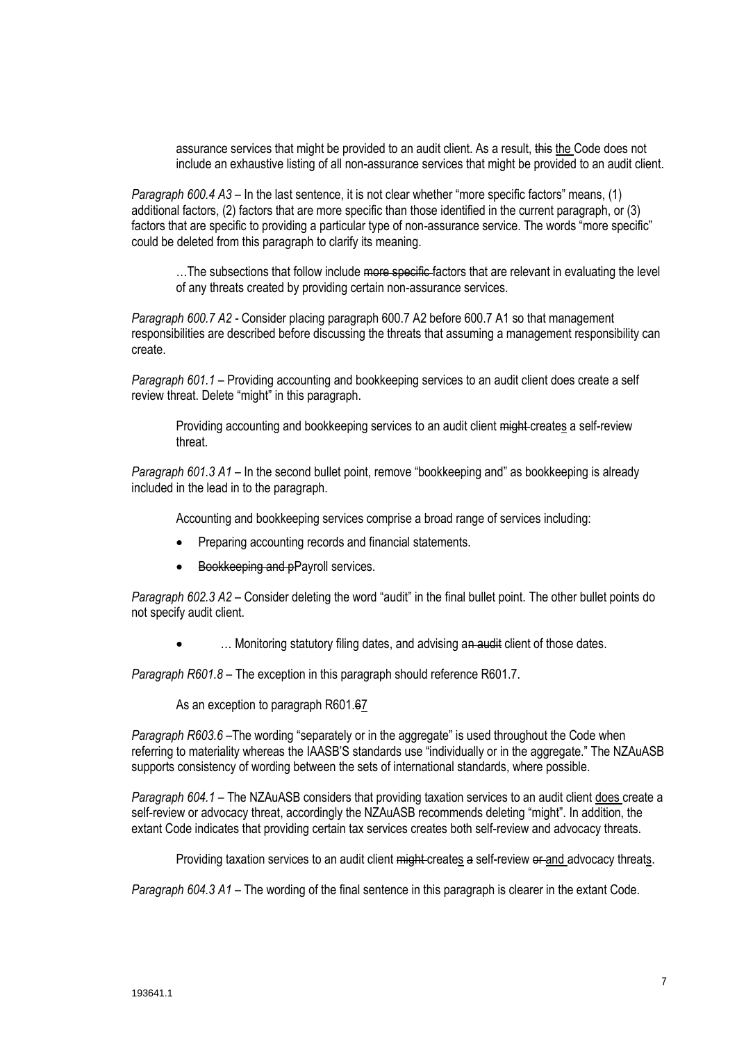assurance services that might be provided to an audit client. As a result, ~~this~~ <u>the</u> Code does not include an exhaustive listing of all non-assurance services that might be provided to an audit client.

*Paragraph 600.4 A3* – In the last sentence, it is not clear whether "more specific factors" means, (1) additional factors, (2) factors that are more specific than those identified in the current paragraph, or (3) factors that are specific to providing a particular type of non-assurance service. The words "more specific" could be deleted from this paragraph to clarify its meaning.

> …The subsections that follow include ~~more specific~~ factors that are relevant in evaluating the level of any threats created by providing certain non-assurance services.

*Paragraph 600.7 A2* - Consider placing paragraph 600.7 A2 before 600.7 A1 so that management responsibilities are described before discussing the threats that assuming a management responsibility can create.

*Paragraph 601.1* – Providing accounting and bookkeeping services to an audit client does create a self review threat. Delete "might" in this paragraph.

> Providing accounting and bookkeeping services to an audit client ~~might~~ create<u>s</u> a self-review threat.

*Paragraph 601.3 A1* – In the second bullet point, remove "bookkeeping and" as bookkeeping is already included in the lead in to the paragraph.

> Accounting and bookkeeping services comprise a broad range of services including:
>
> - Preparing accounting records and financial statements.
> - ~~Bookkeeping and p~~Payroll services.

*Paragraph 602.3 A2* – Consider deleting the word "audit" in the final bullet point. The other bullet points do not specify audit client.

> - … Monitoring statutory filing dates, and advising a~~n audit~~ client of those dates.

*Paragraph R601.8* – The exception in this paragraph should reference R601.7.

> As an exception to paragraph R601.~~6~~<u>7</u>

*Paragraph R603.6* –The wording "separately or in the aggregate" is used throughout the Code when referring to materiality whereas the IAASB'S standards use "individually or in the aggregate." The NZAuASB supports consistency of wording between the sets of international standards, where possible.

*Paragraph 604.1* – The NZAuASB considers that providing taxation services to an audit client <u>does</u> create a self-review or advocacy threat, accordingly the NZAuASB recommends deleting "might". In addition, the extant Code indicates that providing certain tax services creates both self-review and advocacy threats.

> Providing taxation services to an audit client ~~might~~ create<u>s</u> ~~a~~ self-review ~~or~~ <u>and</u> advocacy threat<u>s</u>.

*Paragraph 604.3 A1* – The wording of the final sentence in this paragraph is clearer in the extant Code.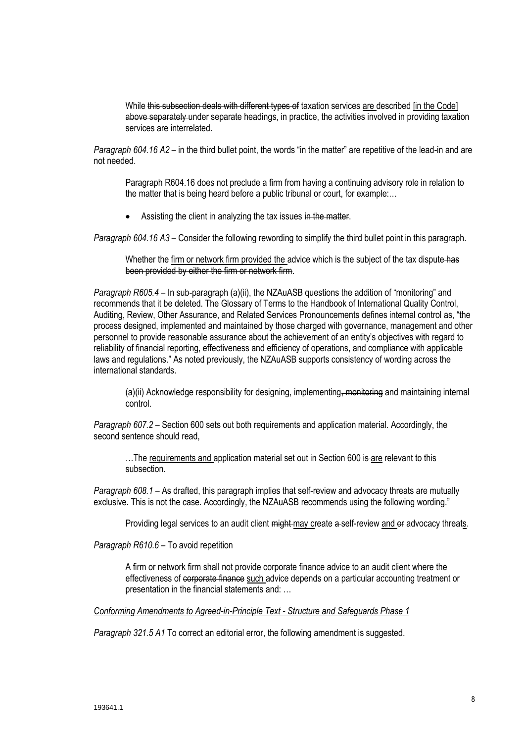While ~~this subsection deals with different types of~~ taxation services <u>are</u> described <u>[in the Code]</u> ~~above separately~~ under separate headings, in practice, the activities involved in providing taxation services are interrelated.

*Paragraph 604.16 A2* – in the third bullet point, the words "in the matter" are repetitive of the lead-in and are not needed.

> Paragraph R604.16 does not preclude a firm from having a continuing advisory role in relation to the matter that is being heard before a public tribunal or court, for example:…
>
> - Assisting the client in analyzing the tax issues ~~in the matter~~.

*Paragraph 604.16 A3* – Consider the following rewording to simplify the third bullet point in this paragraph.

> Whether the <u>firm or network firm provided the</u> advice which is the subject of the tax dispute ~~has been provided by either the firm or network firm~~.

*Paragraph R605.4* – In sub-paragraph (a)(ii), the NZAuASB questions the addition of "monitoring" and recommends that it be deleted. The Glossary of Terms to the Handbook of International Quality Control, Auditing, Review, Other Assurance, and Related Services Pronouncements defines internal control as, "the process designed, implemented and maintained by those charged with governance, management and other personnel to provide reasonable assurance about the achievement of an entity's objectives with regard to reliability of financial reporting, effectiveness and efficiency of operations, and compliance with applicable laws and regulations." As noted previously, the NZAuASB supports consistency of wording across the international standards.

> (a)(ii) Acknowledge responsibility for designing, implementing~~, monitoring~~ and maintaining internal control.

*Paragraph 607.2* – Section 600 sets out both requirements and application material. Accordingly, the second sentence should read,

> …The <u>requirements and</u> application material set out in Section 600 ~~is~~ <u>are</u> relevant to this subsection.

*Paragraph 608.1* – As drafted, this paragraph implies that self-review and advocacy threats are mutually exclusive. This is not the case. Accordingly, the NZAuASB recommends using the following wording."

> Providing legal services to an audit client ~~might~~ <u>may</u> create ~~a~~ self-review <u>and</u> ~~or~~ advocacy threat<u>s</u>.

*Paragraph R610.6* – To avoid repetition

> A firm or network firm shall not provide corporate finance advice to an audit client where the effectiveness of ~~corporate finance~~ <u>such</u> advice depends on a particular accounting treatment or presentation in the financial statements and: …

<u>*Conforming Amendments to Agreed-in-Principle Text - Structure and Safeguards Phase 1*</u>

*Paragraph 321.5 A1* To correct an editorial error, the following amendment is suggested.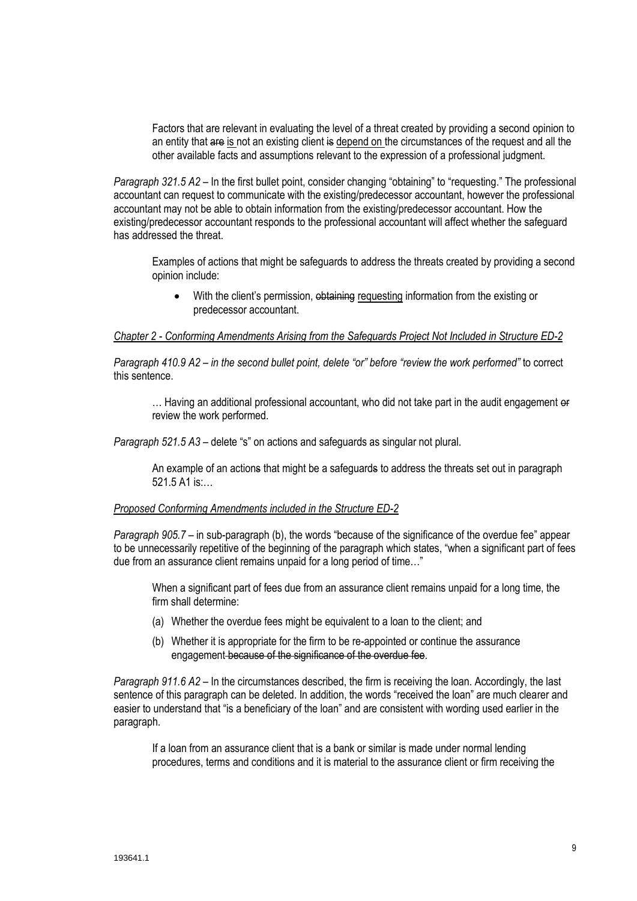Factors that are relevant in evaluating the level of a threat created by providing a second opinion to an entity that ~~are~~ is not an existing client ~~is~~ depend on the circumstances of the request and all the other available facts and assumptions relevant to the expression of a professional judgment.

*Paragraph 321.5 A2* – In the first bullet point, consider changing "obtaining" to "requesting." The professional accountant can request to communicate with the existing/predecessor accountant, however the professional accountant may not be able to obtain information from the existing/predecessor accountant. How the existing/predecessor accountant responds to the professional accountant will affect whether the safeguard has addressed the threat.

Examples of actions that might be safeguards to address the threats created by providing a second opinion include:

- With the client's permission, ~~obtaining~~ requesting information from the existing or predecessor accountant.

*Chapter 2 - Conforming Amendments Arising from the Safeguards Project Not Included in Structure ED-2*

*Paragraph 410.9 A2 – in the second bullet point, delete "or" before "review the work performed"* to correct this sentence.

… Having an additional professional accountant, who did not take part in the audit engagement ~~or~~ review the work performed.

*Paragraph 521.5 A3* – delete "s" on actions and safeguards as singular not plural.

An example of an action~~s~~ that might be a safeguard~~s~~ to address the threats set out in paragraph 521.5 A1 is:…

*Proposed Conforming Amendments included in the Structure ED-2*

*Paragraph 905.7* – in sub-paragraph (b), the words "because of the significance of the overdue fee" appear to be unnecessarily repetitive of the beginning of the paragraph which states, "when a significant part of fees due from an assurance client remains unpaid for a long period of time…"

When a significant part of fees due from an assurance client remains unpaid for a long time, the firm shall determine:

(a) Whether the overdue fees might be equivalent to a loan to the client; and

(b) Whether it is appropriate for the firm to be re-appointed or continue the assurance engagement ~~because of the significance of the overdue fee~~.

*Paragraph 911.6 A2* – In the circumstances described, the firm is receiving the loan. Accordingly, the last sentence of this paragraph can be deleted. In addition, the words "received the loan" are much clearer and easier to understand that "is a beneficiary of the loan" and are consistent with wording used earlier in the paragraph.

If a loan from an assurance client that is a bank or similar is made under normal lending procedures, terms and conditions and it is material to the assurance client or firm receiving the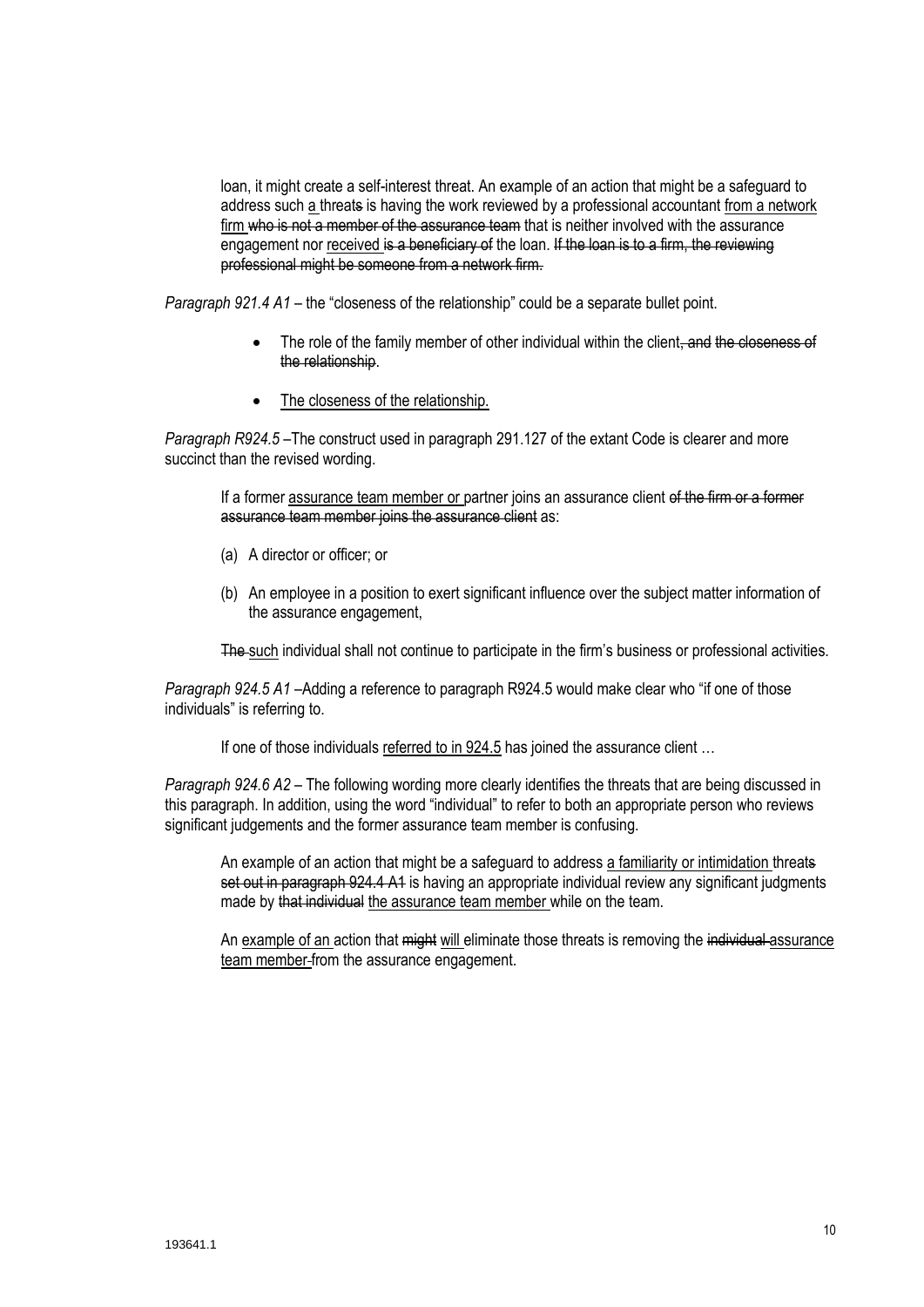loan, it might create a self-interest threat. An example of an action that might be a safeguard to address such <u>a</u> threat~~s~~ is having the work reviewed by a professional accountant <u>from a network firm</u> ~~who is not a member of the assurance team~~ that is neither involved with the assurance engagement nor <u>received</u> ~~is a beneficiary of~~ the loan. ~~If the loan is to a firm, the reviewing professional might be someone from a network firm.~~

*Paragraph 921.4 A1* – the "closeness of the relationship" could be a separate bullet point.

- The role of the family member of other individual within the client~~, and the closeness of the relationship~~.
- <u>The closeness of the relationship.</u>

*Paragraph R924.5* –The construct used in paragraph 291.127 of the extant Code is clearer and more succinct than the revised wording.

If a former <u>assurance team member or</u> partner joins an assurance client ~~of the firm or a former assurance team member joins the assurance client~~ as:

(a) A director or officer; or

(b) An employee in a position to exert significant influence over the subject matter information of the assurance engagement,

~~The~~ <u>such</u> individual shall not continue to participate in the firm's business or professional activities.

*Paragraph 924.5 A1* –Adding a reference to paragraph R924.5 would make clear who "if one of those individuals" is referring to.

If one of those individuals <u>referred to in 924.5</u> has joined the assurance client …

*Paragraph 924.6 A2* – The following wording more clearly identifies the threats that are being discussed in this paragraph. In addition, using the word "individual" to refer to both an appropriate person who reviews significant judgements and the former assurance team member is confusing.

An example of an action that might be a safeguard to address <u>a familiarity or intimidation</u> threat~~s~~ ~~set out in paragraph 924.4 A1~~ is having an appropriate individual review any significant judgments made by ~~that individual~~ <u>the assurance team member</u> while on the team.

An <u>example of an</u> action that ~~might~~ <u>will</u> eliminate those threats is removing the ~~individual~~ <u>assurance team member</u> from the assurance engagement.